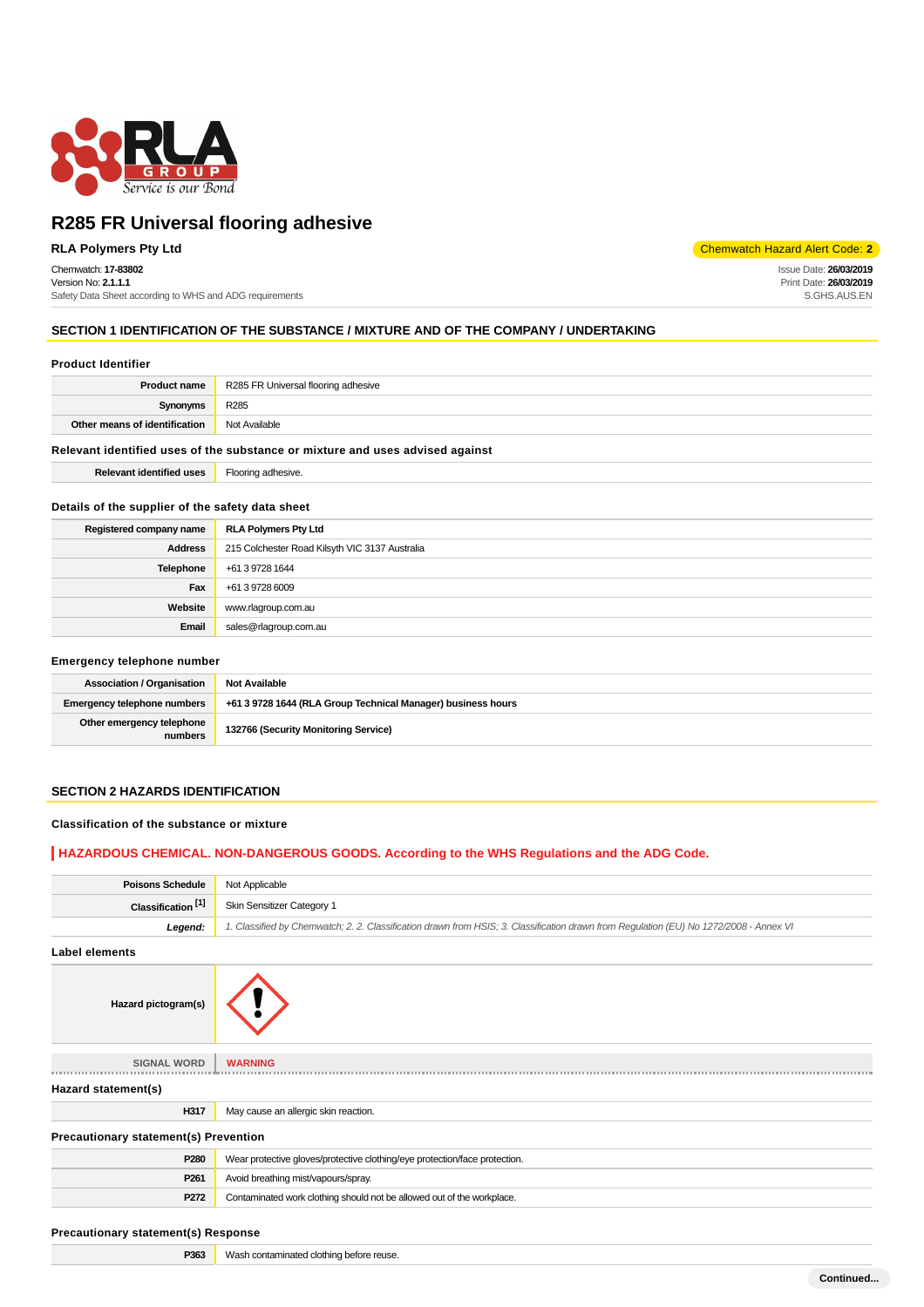# R285 FR Universal flooring adhesive

**RLA Polymers Pty Ltd**

Chemwatch Hazard Alert Code: **2**

Chemwatch: **17-83802**
Version No: **2.1.1.1**
Safety Data Sheet according to WHS and ADG requirements

Issue Date: **26/03/2019**
Print Date: **26/03/2019**
S.GHS.AUS.EN

## SECTION 1 IDENTIFICATION OF THE SUBSTANCE / MIXTURE AND OF THE COMPANY / UNDERTAKING

### Product Identifier

| | |
|---|---|
| **Product name** | R285 FR Universal flooring adhesive |
| **Synonyms** | R285 |
| **Other means of identification** | Not Available |

### Relevant identified uses of the substance or mixture and uses advised against

| | |
|---|---|
| **Relevant identified uses** | Flooring adhesive. |

### Details of the supplier of the safety data sheet

| | |
|---|---|
| **Registered company name** | **RLA Polymers Pty Ltd** |
| **Address** | 215 Colchester Road Kilsyth VIC 3137 Australia |
| **Telephone** | +61 3 9728 1644 |
| **Fax** | +61 3 9728 6009 |
| **Website** | www.rlagroup.com.au |
| **Email** | sales@rlagroup.com.au |

### Emergency telephone number

| | |
|---|---|
| **Association / Organisation** | **Not Available** |
| **Emergency telephone numbers** | **+61 3 9728 1644 (RLA Group Technical Manager) business hours** |
| **Other emergency telephone numbers** | **132766 (Security Monitoring Service)** |

## SECTION 2 HAZARDS IDENTIFICATION

### Classification of the substance or mixture

**HAZARDOUS CHEMICAL. NON-DANGEROUS GOODS. According to the WHS Regulations and the ADG Code.**

| | |
|---|---|
| **Poisons Schedule** | Not Applicable |
| **Classification [1]** | Skin Sensitizer Category 1 |
| ***Legend:*** | *1. Classified by Chemwatch; 2. 2. Classification drawn from HSIS; 3. Classification drawn from Regulation (EU) No 1272/2008 - Annex VI* |

### Label elements

| | |
|---|---|
| **Hazard pictogram(s)** | |
| SIGNAL WORD | **WARNING** |

### Hazard statement(s)

| | |
|---|---|
| **H317** | May cause an allergic skin reaction. |

### Precautionary statement(s) Prevention

| | |
|---|---|
| **P280** | Wear protective gloves/protective clothing/eye protection/face protection. |
| **P261** | Avoid breathing mist/vapours/spray. |
| **P272** | Contaminated work clothing should not be allowed out of the workplace. |

### Precautionary statement(s) Response

| | |
|---|---|
| **P363** | Wash contaminated clothing before reuse. |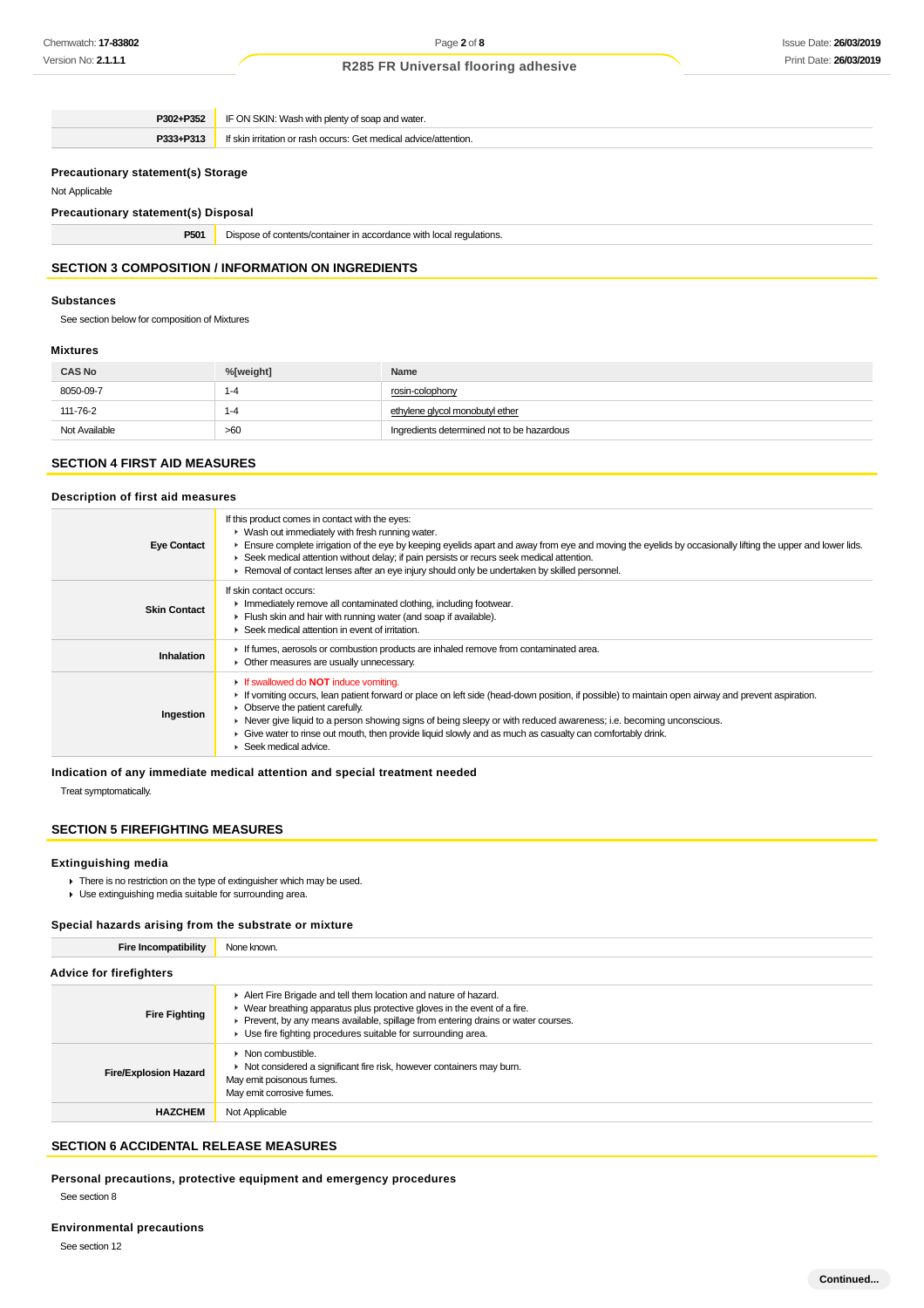| | |
|---|---|
| **P302+P352** | IF ON SKIN: Wash with plenty of soap and water. |
| **P333+P313** | If skin irritation or rash occurs: Get medical advice/attention. |

### Precautionary statement(s) Storage

Not Applicable

### Precautionary statement(s) Disposal

| | |
|---|---|
| **P501** | Dispose of contents/container in accordance with local regulations. |

## SECTION 3 COMPOSITION / INFORMATION ON INGREDIENTS

### Substances

See section below for composition of Mixtures

### Mixtures

| CAS No | %[weight] | Name |
|---|---|---|
| 8050-09-7 | 1-4 | rosin-colophony |
| 111-76-2 | 1-4 | ethylene glycol monobutyl ether |
| Not Available | >60 | Ingredients determined not to be hazardous |

## SECTION 4 FIRST AID MEASURES

### Description of first aid measures

| | |
|---|---|
| **Eye Contact** | If this product comes in contact with the eyes:<br>▸ Wash out immediately with fresh running water.<br>▸ Ensure complete irrigation of the eye by keeping eyelids apart and away from eye and moving the eyelids by occasionally lifting the upper and lower lids.<br>▸ Seek medical attention without delay; if pain persists or recurs seek medical attention.<br>▸ Removal of contact lenses after an eye injury should only be undertaken by skilled personnel. |
| **Skin Contact** | If skin contact occurs:<br>▸ Immediately remove all contaminated clothing, including footwear.<br>▸ Flush skin and hair with running water (and soap if available).<br>▸ Seek medical attention in event of irritation. |
| **Inhalation** | ▸ If fumes, aerosols or combustion products are inhaled remove from contaminated area.<br>▸ Other measures are usually unnecessary. |
| **Ingestion** | ▸ If swallowed do **NOT** induce vomiting.<br>▸ If vomiting occurs, lean patient forward or place on left side (head-down position, if possible) to maintain open airway and prevent aspiration.<br>▸ Observe the patient carefully.<br>▸ Never give liquid to a person showing signs of being sleepy or with reduced awareness; i.e. becoming unconscious.<br>▸ Give water to rinse out mouth, then provide liquid slowly and as much as casualty can comfortably drink.<br>▸ Seek medical advice. |

### Indication of any immediate medical attention and special treatment needed

Treat symptomatically.

## SECTION 5 FIREFIGHTING MEASURES

### Extinguishing media

- There is no restriction on the type of extinguisher which may be used.
- Use extinguishing media suitable for surrounding area.

### Special hazards arising from the substrate or mixture

| | |
|---|---|
| **Fire Incompatibility** | None known. |

### Advice for firefighters

| | |
|---|---|
| **Fire Fighting** | ▸ Alert Fire Brigade and tell them location and nature of hazard.<br>▸ Wear breathing apparatus plus protective gloves in the event of a fire.<br>▸ Prevent, by any means available, spillage from entering drains or water courses.<br>▸ Use fire fighting procedures suitable for surrounding area. |
| **Fire/Explosion Hazard** | ▸ Non combustible.<br>▸ Not considered a significant fire risk, however containers may burn.<br>May emit poisonous fumes.<br>May emit corrosive fumes. |
| **HAZCHEM** | Not Applicable |

## SECTION 6 ACCIDENTAL RELEASE MEASURES

### Personal precautions, protective equipment and emergency procedures

See section 8

### Environmental precautions

See section 12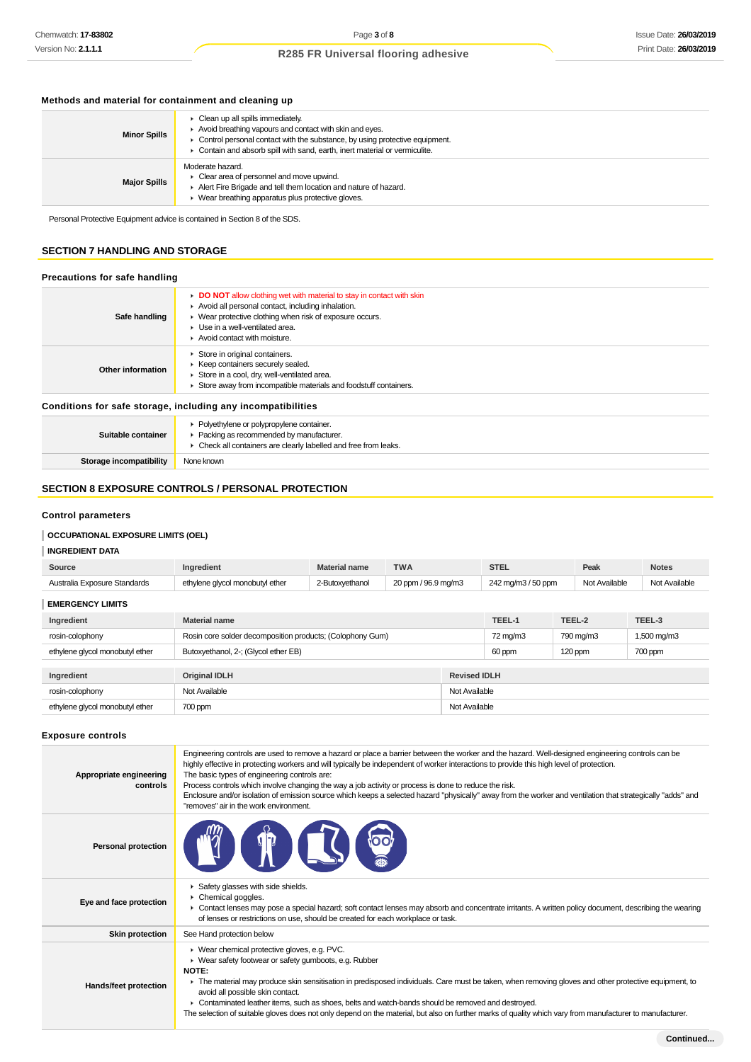### Methods and material for containment and cleaning up

| | |
|---|---|
| **Minor Spills** | ▸ Clean up all spills immediately.<br>▸ Avoid breathing vapours and contact with skin and eyes.<br>▸ Control personal contact with the substance, by using protective equipment.<br>▸ Contain and absorb spill with sand, earth, inert material or vermiculite. |
| **Major Spills** | Moderate hazard.<br>▸ Clear area of personnel and move upwind.<br>▸ Alert Fire Brigade and tell them location and nature of hazard.<br>▸ Wear breathing apparatus plus protective gloves. |

Personal Protective Equipment advice is contained in Section 8 of the SDS.

## SECTION 7 HANDLING AND STORAGE

### Precautions for safe handling

| | |
|---|---|
| **Safe handling** | ▸ **DO NOT** allow clothing wet with material to stay in contact with skin<br>▸ Avoid all personal contact, including inhalation.<br>▸ Wear protective clothing when risk of exposure occurs.<br>▸ Use in a well-ventilated area.<br>▸ Avoid contact with moisture. |
| **Other information** | ▸ Store in original containers.<br>▸ Keep containers securely sealed.<br>▸ Store in a cool, dry, well-ventilated area.<br>▸ Store away from incompatible materials and foodstuff containers. |

### Conditions for safe storage, including any incompatibilities

| | |
|---|---|
| **Suitable container** | ▸ Polyethylene or polypropylene container.<br>▸ Packing as recommended by manufacturer.<br>▸ Check all containers are clearly labelled and free from leaks. |
| **Storage incompatibility** | None known |

## SECTION 8 EXPOSURE CONTROLS / PERSONAL PROTECTION

### Control parameters

**OCCUPATIONAL EXPOSURE LIMITS (OEL)**

**INGREDIENT DATA**

| Source | Ingredient | Material name | TWA | STEL | Peak | Notes |
|---|---|---|---|---|---|---|
| Australia Exposure Standards | ethylene glycol monobutyl ether | 2-Butoxyethanol | 20 ppm / 96.9 mg/m3 | 242 mg/m3 / 50 ppm | Not Available | Not Available |

**EMERGENCY LIMITS**

| Ingredient | Material name | TEEL-1 | TEEL-2 | TEEL-3 |
|---|---|---|---|---|
| rosin-colophony | Rosin core solder decomposition products; (Colophony Gum) | 72 mg/m3 | 790 mg/m3 | 1,500 mg/m3 |
| ethylene glycol monobutyl ether | Butoxyethanol, 2-; (Glycol ether EB) | 60 ppm | 120 ppm | 700 ppm |

| Ingredient | Original IDLH | Revised IDLH |
|---|---|---|
| rosin-colophony | Not Available | Not Available |
| ethylene glycol monobutyl ether | 700 ppm | Not Available |

### Exposure controls

| | |
|---|---|
| **Appropriate engineering controls** | Engineering controls are used to remove a hazard or place a barrier between the worker and the hazard. Well-designed engineering controls can be highly effective in protecting workers and will typically be independent of worker interactions to provide this high level of protection.<br>The basic types of engineering controls are:<br>Process controls which involve changing the way a job activity or process is done to reduce the risk.<br>Enclosure and/or isolation of emission source which keeps a selected hazard "physically" away from the worker and ventilation that strategically "adds" and "removes" air in the work environment. |
| **Personal protection** | |
| **Eye and face protection** | ▸ Safety glasses with side shields.<br>▸ Chemical goggles.<br>▸ Contact lenses may pose a special hazard; soft contact lenses may absorb and concentrate irritants. A written policy document, describing the wearing of lenses or restrictions on use, should be created for each workplace or task. |
| **Skin protection** | See Hand protection below |
| **Hands/feet protection** | ▸ Wear chemical protective gloves, e.g. PVC.<br>▸ Wear safety footwear or safety gumboots, e.g. Rubber<br>**NOTE:**<br>▸ The material may produce skin sensitisation in predisposed individuals. Care must be taken, when removing gloves and other protective equipment, to avoid all possible skin contact.<br>▸ Contaminated leather items, such as shoes, belts and watch-bands should be removed and destroyed.<br>The selection of suitable gloves does not only depend on the material, but also on further marks of quality which vary from manufacturer to manufacturer. |

**Continued...**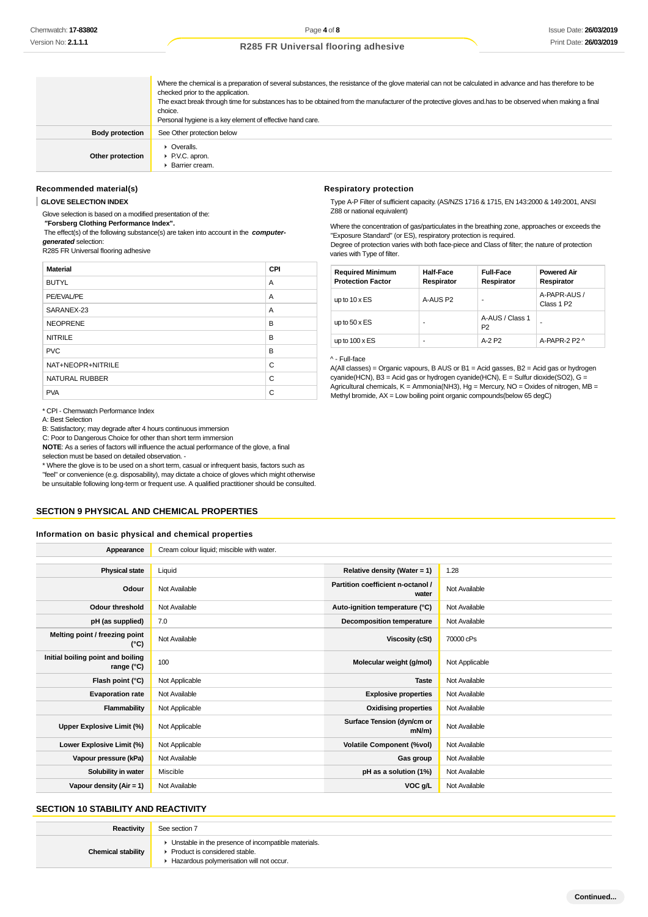| | |
|---|---|
| | Where the chemical is a preparation of several substances, the resistance of the glove material can not be calculated in advance and has therefore to be checked prior to the application.<br>The exact break through time for substances has to be obtained from the manufacturer of the protective gloves and.has to be observed when making a final choice.<br>Personal hygiene is a key element of effective hand care. |
| **Body protection** | See Other protection below |
| **Other protection** | ▸ Overalls.<br>▸ P.V.C. apron.<br>▸ Barrier cream. |

### Recommended material(s)

**GLOVE SELECTION INDEX**

Glove selection is based on a modified presentation of the:

**"Forsberg Clothing Performance Index".**

The effect(s) of the following substance(s) are taken into account in the ***computer-generated*** selection:

R285 FR Universal flooring adhesive

| Material | CPI |
|---|---|
| BUTYL | A |
| PE/EVAL/PE | A |
| SARANEX-23 | A |
| NEOPRENE | B |
| NITRILE | B |
| PVC | B |
| NAT+NEOPR+NITRILE | C |
| NATURAL RUBBER | C |
| PVA | C |

* CPI - Chemwatch Performance Index

A: Best Selection

B: Satisfactory; may degrade after 4 hours continuous immersion

C: Poor to Dangerous Choice for other than short term immersion

**NOTE**: As a series of factors will influence the actual performance of the glove, a final selection must be based on detailed observation. -

* Where the glove is to be used on a short term, casual or infrequent basis, factors such as "feel" or convenience (e.g. disposability), may dictate a choice of gloves which might otherwise be unsuitable following long-term or frequent use. A qualified practitioner should be consulted.

### Respiratory protection

Type A-P Filter of sufficient capacity. (AS/NZS 1716 & 1715, EN 143:2000 & 149:2001, ANSI Z88 or national equivalent)

Where the concentration of gas/particulates in the breathing zone, approaches or exceeds the "Exposure Standard" (or ES), respiratory protection is required.

Degree of protection varies with both face-piece and Class of filter; the nature of protection varies with Type of filter.

| Required Minimum Protection Factor | Half-Face Respirator | Full-Face Respirator | Powered Air Respirator |
|---|---|---|---|
| up to 10 x ES | A-AUS P2 | - | A-PAPR-AUS / Class 1 P2 |
| up to 50 x ES | - | A-AUS / Class 1 P2 | - |
| up to 100 x ES | - | A-2 P2 | A-PAPR-2 P2 ^ |

^ - Full-face

A(All classes) = Organic vapours, B AUS or B1 = Acid gasses, B2 = Acid gas or hydrogen cyanide(HCN), B3 = Acid gas or hydrogen cyanide(HCN), E = Sulfur dioxide($SO_2$), G = Agricultural chemicals, K = Ammonia($NH_3$), Hg = Mercury, NO = Oxides of nitrogen, MB = Methyl bromide, AX = Low boiling point organic compounds(below 65 degC)

## SECTION 9 PHYSICAL AND CHEMICAL PROPERTIES

### Information on basic physical and chemical properties

| | | | |
|---|---|---|---|
| **Appearance** | Cream colour liquid; miscible with water. | | |
| **Physical state** | Liquid | **Relative density (Water = 1)** | 1.28 |
| **Odour** | Not Available | **Partition coefficient n-octanol / water** | Not Available |
| **Odour threshold** | Not Available | **Auto-ignition temperature (°C)** | Not Available |
| **pH (as supplied)** | 7.0 | **Decomposition temperature** | Not Available |
| **Melting point / freezing point (°C)** | Not Available | **Viscosity (cSt)** | 70000 cPs |
| **Initial boiling point and boiling range (°C)** | 100 | **Molecular weight (g/mol)** | Not Applicable |
| **Flash point (°C)** | Not Applicable | **Taste** | Not Available |
| **Evaporation rate** | Not Available | **Explosive properties** | Not Available |
| **Flammability** | Not Applicable | **Oxidising properties** | Not Available |
| **Upper Explosive Limit (%)** | Not Applicable | **Surface Tension (dyn/cm or mN/m)** | Not Available |
| **Lower Explosive Limit (%)** | Not Applicable | **Volatile Component (%vol)** | Not Available |
| **Vapour pressure (kPa)** | Not Available | **Gas group** | Not Available |
| **Solubility in water** | Miscible | **pH as a solution (1%)** | Not Available |
| **Vapour density (Air = 1)** | Not Available | **VOC g/L** | Not Available |

## SECTION 10 STABILITY AND REACTIVITY

| | |
|---|---|
| **Reactivity** | See section 7 |
| **Chemical stability** | ▸ Unstable in the presence of incompatible materials.<br>▸ Product is considered stable.<br>▸ Hazardous polymerisation will not occur. |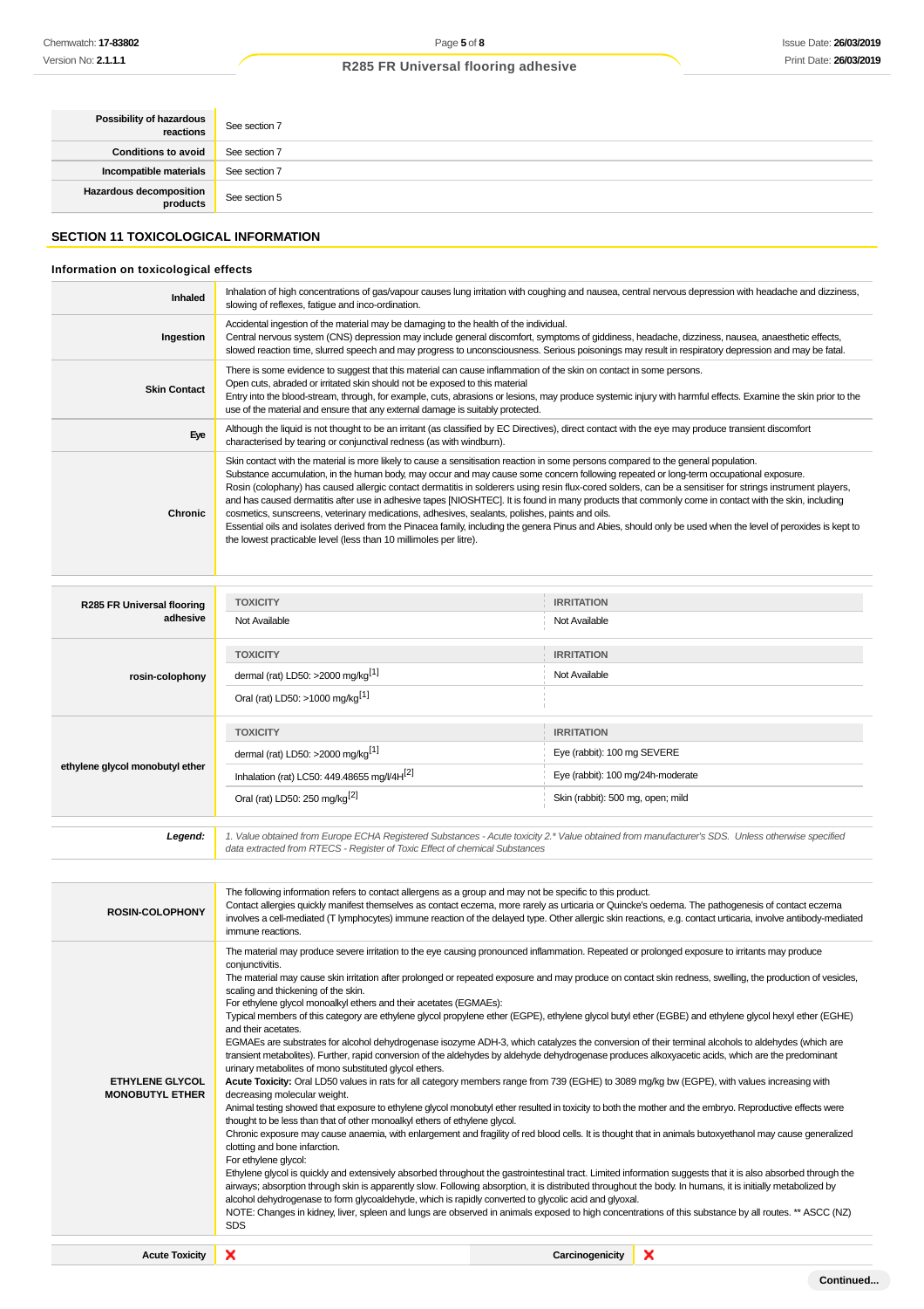| | |
|---|---|
| **Possibility of hazardous reactions** | See section 7 |
| **Conditions to avoid** | See section 7 |
| **Incompatible materials** | See section 7 |
| **Hazardous decomposition products** | See section 5 |

## SECTION 11 TOXICOLOGICAL INFORMATION

### Information on toxicological effects

| | |
|---|---|
| **Inhaled** | Inhalation of high concentrations of gas/vapour causes lung irritation with coughing and nausea, central nervous depression with headache and dizziness, slowing of reflexes, fatigue and inco-ordination. |
| **Ingestion** | Accidental ingestion of the material may be damaging to the health of the individual.<br>Central nervous system (CNS) depression may include general discomfort, symptoms of giddiness, headache, dizziness, nausea, anaesthetic effects, slowed reaction time, slurred speech and may progress to unconsciousness. Serious poisonings may result in respiratory depression and may be fatal. |
| **Skin Contact** | There is some evidence to suggest that this material can cause inflammation of the skin on contact in some persons.<br>Open cuts, abraded or irritated skin should not be exposed to this material<br>Entry into the blood-stream, through, for example, cuts, abrasions or lesions, may produce systemic injury with harmful effects. Examine the skin prior to the use of the material and ensure that any external damage is suitably protected. |
| **Eye** | Although the liquid is not thought to be an irritant (as classified by EC Directives), direct contact with the eye may produce transient discomfort characterised by tearing or conjunctival redness (as with windburn). |
| **Chronic** | Skin contact with the material is more likely to cause a sensitisation reaction in some persons compared to the general population.<br>Substance accumulation, in the human body, may occur and may cause some concern following repeated or long-term occupational exposure.<br>Rosin (colophony) has caused allergic contact dermatitis in solderers using resin flux-cored solders, can be a sensitiser for strings instrument players, and has caused dermatitis after use in adhesive tapes [NIOSHTEC]. It is found in many products that commonly come in contact with the skin, including cosmetics, sunscreens, veterinary medications, adhesives, sealants, polishes, paints and oils.<br>Essential oils and isolates derived from the Pinacea family, including the genera Pinus and Abies, should only be used when the level of peroxides is kept to the lowest practicable level (less than 10 millimoles per litre). |

| | TOXICITY | IRRITATION |
|---|---|---|
| **R285 FR Universal flooring adhesive** | Not Available | Not Available |
| **rosin-colophony** | dermal (rat) LD50: >2000 mg/kg[1] | Not Available |
| | Oral (rat) LD50: >1000 mg/kg[1] | |
| **ethylene glycol monobutyl ether** | dermal (rat) LD50: >2000 mg/kg[1] | Eye (rabbit): 100 mg SEVERE |
| | Inhalation (rat) LC50: 449.48655 mg/l/4H[2] | Eye (rabbit): 100 mg/24h-moderate |
| | Oral (rat) LD50: 250 mg/kg[2] | Skin (rabbit): 500 mg, open; mild |

| | |
|---|---|
| ***Legend:*** | *1. Value obtained from Europe ECHA Registered Substances - Acute toxicity 2.\* Value obtained from manufacturer's SDS. Unless otherwise specified data extracted from RTECS - Register of Toxic Effect of chemical Substances* |

| | |
|---|---|
| **ROSIN-COLOPHONY** | The following information refers to contact allergens as a group and may not be specific to this product.<br>Contact allergies quickly manifest themselves as contact eczema, more rarely as urticaria or Quincke's oedema. The pathogenesis of contact eczema involves a cell-mediated (T lymphocytes) immune reaction of the delayed type. Other allergic skin reactions, e.g. contact urticaria, involve antibody-mediated immune reactions. |
| **ETHYLENE GLYCOL MONOBUTYL ETHER** | The material may produce severe irritation to the eye causing pronounced inflammation. Repeated or prolonged exposure to irritants may produce conjunctivitis.<br>The material may cause skin irritation after prolonged or repeated exposure and may produce on contact skin redness, swelling, the production of vesicles, scaling and thickening of the skin.<br>For ethylene glycol monoalkyl ethers and their acetates (EGMAEs):<br>Typical members of this category are ethylene glycol propylene ether (EGPE), ethylene glycol butyl ether (EGBE) and ethylene glycol hexyl ether (EGHE) and their acetates.<br>EGMAEs are substrates for alcohol dehydrogenase isozyme ADH-3, which catalyzes the conversion of their terminal alcohols to aldehydes (which are transient metabolites). Further, rapid conversion of the aldehydes by aldehyde dehydrogenase produces alkoxyacetic acids, which are the predominant urinary metabolites of mono substituted glycol ethers.<br>**Acute Toxicity:** Oral LD50 values in rats for all category members range from 739 (EGHE) to 3089 mg/kg bw (EGPE), with values increasing with decreasing molecular weight.<br>Animal testing showed that exposure to ethylene glycol monobutyl ether resulted in toxicity to both the mother and the embryo. Reproductive effects were thought to be less than that of other monoalkyl ethers of ethylene glycol.<br>Chronic exposure may cause anaemia, with enlargement and fragility of red blood cells. It is thought that in animals butoxyethanol may cause generalized clotting and bone infarction.<br>For ethylene glycol:<br>Ethylene glycol is quickly and extensively absorbed throughout the gastrointestinal tract. Limited information suggests that it is also absorbed through the airways; absorption through skin is apparently slow. Following absorption, it is distributed throughout the body. In humans, it is initially metabolized by alcohol dehydrogenase to form glycoaldehyde, which is rapidly converted to glycolic acid and glyoxal.<br>NOTE: Changes in kidney, liver, spleen and lungs are observed in animals exposed to high concentrations of this substance by all routes. \*\* ASCC (NZ) SDS |

| | | | |
|---|---|---|---|
| **Acute Toxicity** | ✘ | **Carcinogenicity** | ✘ |

**Continued...**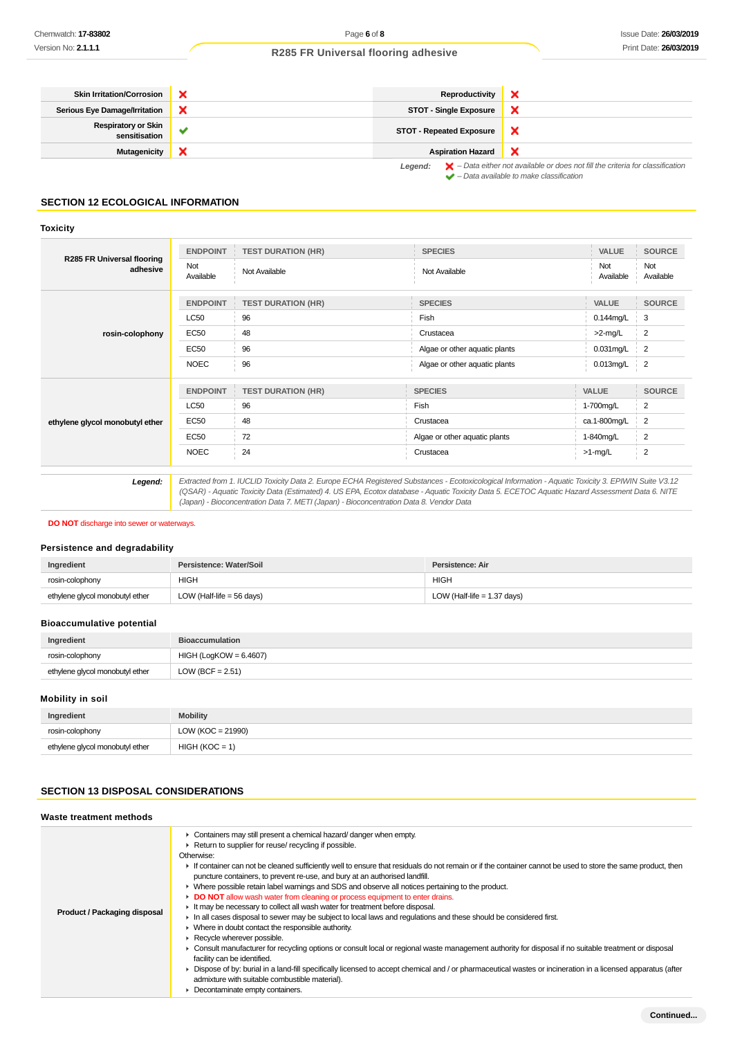| | | | |
|---|---|---|---|
| Skin Irritation/Corrosion | ❌ | Reproductivity | ❌ |
| Serious Eye Damage/Irritation | ❌ | STOT - Single Exposure | ❌ |
| Respiratory or Skin sensitisation | ✔ | STOT - Repeated Exposure | ❌ |
| Mutagenicity | ❌ | Aspiration Hazard | ❌ |

*Legend:* ❌ – Data either not available or does not fill the criteria for classification
✔ – Data available to make classification

## SECTION 12 ECOLOGICAL INFORMATION

### Toxicity

**R285 FR Universal flooring adhesive**

| ENDPOINT | TEST DURATION (HR) | SPECIES | VALUE | SOURCE |
|---|---|---|---|---|
| Not Available | Not Available | Not Available | Not Available | Not Available |

**rosin-colophony**

| ENDPOINT | TEST DURATION (HR) | SPECIES | VALUE | SOURCE |
|---|---|---|---|---|
| LC50 | 96 | Fish | 0.144mg/L | 3 |
| EC50 | 48 | Crustacea | >2-mg/L | 2 |
| EC50 | 96 | Algae or other aquatic plants | 0.031mg/L | 2 |
| NOEC | 96 | Algae or other aquatic plants | 0.013mg/L | 2 |

**ethylene glycol monobutyl ether**

| ENDPOINT | TEST DURATION (HR) | SPECIES | VALUE | SOURCE |
|---|---|---|---|---|
| LC50 | 96 | Fish | 1-700mg/L | 2 |
| EC50 | 48 | Crustacea | ca.1-800mg/L | 2 |
| EC50 | 72 | Algae or other aquatic plants | 1-840mg/L | 2 |
| NOEC | 24 | Crustacea | >1-mg/L | 2 |

***Legend:*** *Extracted from 1. IUCLID Toxicity Data 2. Europe ECHA Registered Substances - Ecotoxicological Information - Aquatic Toxicity 3. EPIWIN Suite V3.12 (QSAR) - Aquatic Toxicity Data (Estimated) 4. US EPA, Ecotox database - Aquatic Toxicity Data 5. ECETOC Aquatic Hazard Assessment Data 6. NITE (Japan) - Bioconcentration Data 7. METI (Japan) - Bioconcentration Data 8. Vendor Data*

**DO NOT** discharge into sewer or waterways.

### Persistence and degradability

| Ingredient | Persistence: Water/Soil | Persistence: Air |
|---|---|---|
| rosin-colophony | HIGH | HIGH |
| ethylene glycol monobutyl ether | LOW (Half-life = 56 days) | LOW (Half-life = 1.37 days) |

### Bioaccumulative potential

| Ingredient | Bioaccumulation |
|---|---|
| rosin-colophony | HIGH (LogKOW = 6.4607) |
| ethylene glycol monobutyl ether | LOW (BCF = 2.51) |

### Mobility in soil

| Ingredient | Mobility |
|---|---|
| rosin-colophony | LOW (KOC = 21990) |
| ethylene glycol monobutyl ether | HIGH (KOC = 1) |

## SECTION 13 DISPOSAL CONSIDERATIONS

### Waste treatment methods

**Product / Packaging disposal**

- Containers may still present a chemical hazard/ danger when empty.
- Return to supplier for reuse/ recycling if possible.

Otherwise:

- If container can not be cleaned sufficiently well to ensure that residuals do not remain or if the container cannot be used to store the same product, then puncture containers, to prevent re-use, and bury at an authorised landfill.
- Where possible retain label warnings and SDS and observe all notices pertaining to the product.
- **DO NOT** allow wash water from cleaning or process equipment to enter drains.
- It may be necessary to collect all wash water for treatment before disposal.
- In all cases disposal to sewer may be subject to local laws and regulations and these should be considered first.
- Where in doubt contact the responsible authority.
- Recycle wherever possible.
- Consult manufacturer for recycling options or consult local or regional waste management authority for disposal if no suitable treatment or disposal facility can be identified.
- Dispose of by: burial in a land-fill specifically licensed to accept chemical and / or pharmaceutical wastes or incineration in a licensed apparatus (after admixture with suitable combustible material).
- Decontaminate empty containers.

Continued...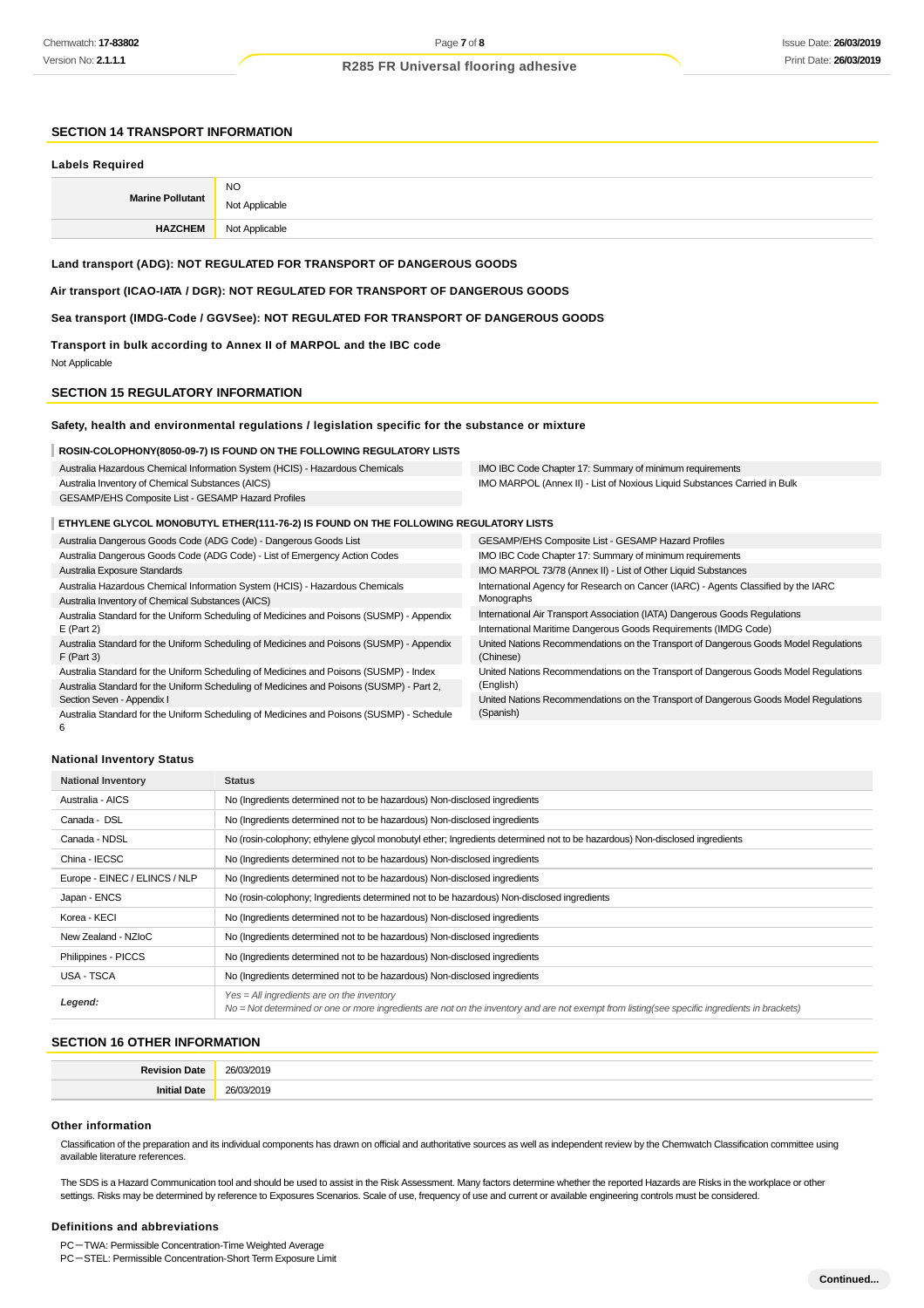## SECTION 14 TRANSPORT INFORMATION

### Labels Required

| | |
|---|---|
| **Marine Pollutant** | NO<br>Not Applicable |
| **HAZCHEM** | Not Applicable |

**Land transport (ADG): NOT REGULATED FOR TRANSPORT OF DANGEROUS GOODS**

**Air transport (ICAO-IATA / DGR): NOT REGULATED FOR TRANSPORT OF DANGEROUS GOODS**

**Sea transport (IMDG-Code / GGVSee): NOT REGULATED FOR TRANSPORT OF DANGEROUS GOODS**

**Transport in bulk according to Annex II of MARPOL and the IBC code**

Not Applicable

## SECTION 15 REGULATORY INFORMATION

### Safety, health and environmental regulations / legislation specific for the substance or mixture

**ROSIN-COLOPHONY(8050-09-7) IS FOUND ON THE FOLLOWING REGULATORY LISTS**

| | |
|---|---|
| Australia Hazardous Chemical Information System (HCIS) - Hazardous Chemicals | IMO IBC Code Chapter 17: Summary of minimum requirements |
| Australia Inventory of Chemical Substances (AICS) | IMO MARPOL (Annex II) - List of Noxious Liquid Substances Carried in Bulk |
| GESAMP/EHS Composite List - GESAMP Hazard Profiles | |

**ETHYLENE GLYCOL MONOBUTYL ETHER(111-76-2) IS FOUND ON THE FOLLOWING REGULATORY LISTS**

| | |
|---|---|
| Australia Dangerous Goods Code (ADG Code) - Dangerous Goods List | GESAMP/EHS Composite List - GESAMP Hazard Profiles |
| Australia Dangerous Goods Code (ADG Code) - List of Emergency Action Codes | IMO IBC Code Chapter 17: Summary of minimum requirements |
| Australia Exposure Standards | IMO MARPOL 73/78 (Annex II) - List of Other Liquid Substances |
| Australia Hazardous Chemical Information System (HCIS) - Hazardous Chemicals | International Agency for Research on Cancer (IARC) - Agents Classified by the IARC Monographs |
| Australia Inventory of Chemical Substances (AICS) | International Air Transport Association (IATA) Dangerous Goods Regulations |
| Australia Standard for the Uniform Scheduling of Medicines and Poisons (SUSMP) - Appendix E (Part 2) | International Maritime Dangerous Goods Requirements (IMDG Code) |
| Australia Standard for the Uniform Scheduling of Medicines and Poisons (SUSMP) - Appendix F (Part 3) | United Nations Recommendations on the Transport of Dangerous Goods Model Regulations (Chinese) |
| Australia Standard for the Uniform Scheduling of Medicines and Poisons (SUSMP) - Index | United Nations Recommendations on the Transport of Dangerous Goods Model Regulations (English) |
| Australia Standard for the Uniform Scheduling of Medicines and Poisons (SUSMP) - Part 2, Section Seven - Appendix I | United Nations Recommendations on the Transport of Dangerous Goods Model Regulations (Spanish) |
| Australia Standard for the Uniform Scheduling of Medicines and Poisons (SUSMP) - Schedule 6 | |

### National Inventory Status

| National Inventory | Status |
|---|---|
| Australia - AICS | No (Ingredients determined not to be hazardous) Non-disclosed ingredients |
| Canada - DSL | No (Ingredients determined not to be hazardous) Non-disclosed ingredients |
| Canada - NDSL | No (rosin-colophony; ethylene glycol monobutyl ether; Ingredients determined not to be hazardous) Non-disclosed ingredients |
| China - IECSC | No (Ingredients determined not to be hazardous) Non-disclosed ingredients |
| Europe - EINEC / ELINCS / NLP | No (Ingredients determined not to be hazardous) Non-disclosed ingredients |
| Japan - ENCS | No (rosin-colophony; Ingredients determined not to be hazardous) Non-disclosed ingredients |
| Korea - KECI | No (Ingredients determined not to be hazardous) Non-disclosed ingredients |
| New Zealand - NZIoC | No (Ingredients determined not to be hazardous) Non-disclosed ingredients |
| Philippines - PICCS | No (Ingredients determined not to be hazardous) Non-disclosed ingredients |
| USA - TSCA | No (Ingredients determined not to be hazardous) Non-disclosed ingredients |
| ***Legend:*** | *Yes = All ingredients are on the inventory*<br>*No = Not determined or one or more ingredients are not on the inventory and are not exempt from listing(see specific ingredients in brackets)* |

## SECTION 16 OTHER INFORMATION

| | |
|---|---|
| **Revision Date** | 26/03/2019 |
| **Initial Date** | 26/03/2019 |

### Other information

Classification of the preparation and its individual components has drawn on official and authoritative sources as well as independent review by the Chemwatch Classification committee using available literature references.

The SDS is a Hazard Communication tool and should be used to assist in the Risk Assessment. Many factors determine whether the reported Hazards are Risks in the workplace or other settings. Risks may be determined by reference to Exposures Scenarios. Scale of use, frequency of use and current or available engineering controls must be considered.

### Definitions and abbreviations

PC－TWA: Permissible Concentration-Time Weighted Average
PC－STEL: Permissible Concentration-Short Term Exposure Limit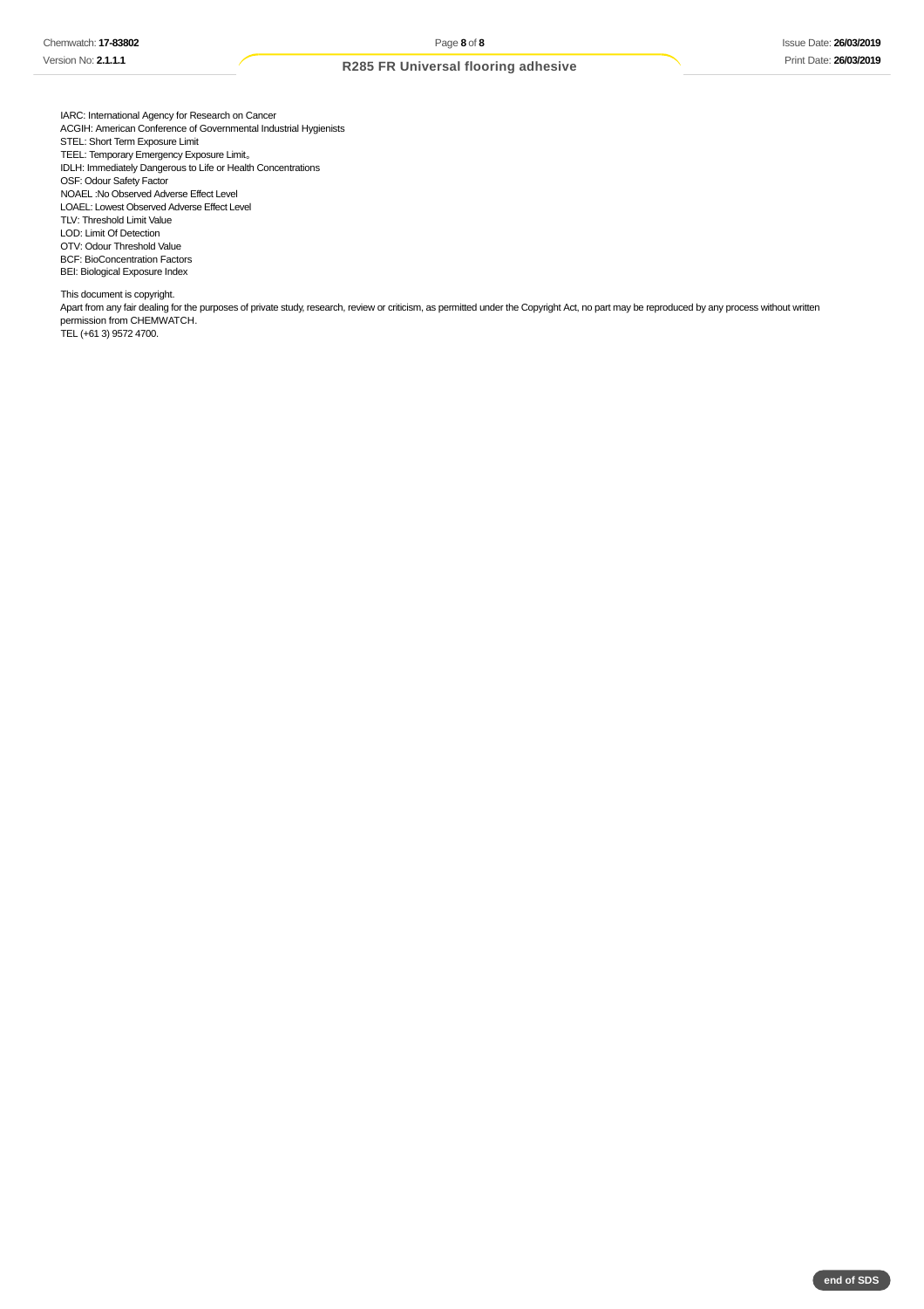IARC: International Agency for Research on Cancer
ACGIH: American Conference of Governmental Industrial Hygienists
STEL: Short Term Exposure Limit
TEEL: Temporary Emergency Exposure Limit。
IDLH: Immediately Dangerous to Life or Health Concentrations
OSF: Odour Safety Factor
NOAEL :No Observed Adverse Effect Level
LOAEL: Lowest Observed Adverse Effect Level
TLV: Threshold Limit Value
LOD: Limit Of Detection
OTV: Odour Threshold Value
BCF: BioConcentration Factors
BEI: Biological Exposure Index

This document is copyright.
Apart from any fair dealing for the purposes of private study, research, review or criticism, as permitted under the Copyright Act, no part may be reproduced by any process without written permission from CHEMWATCH.
TEL (+61 3) 9572 4700.

**end of SDS**